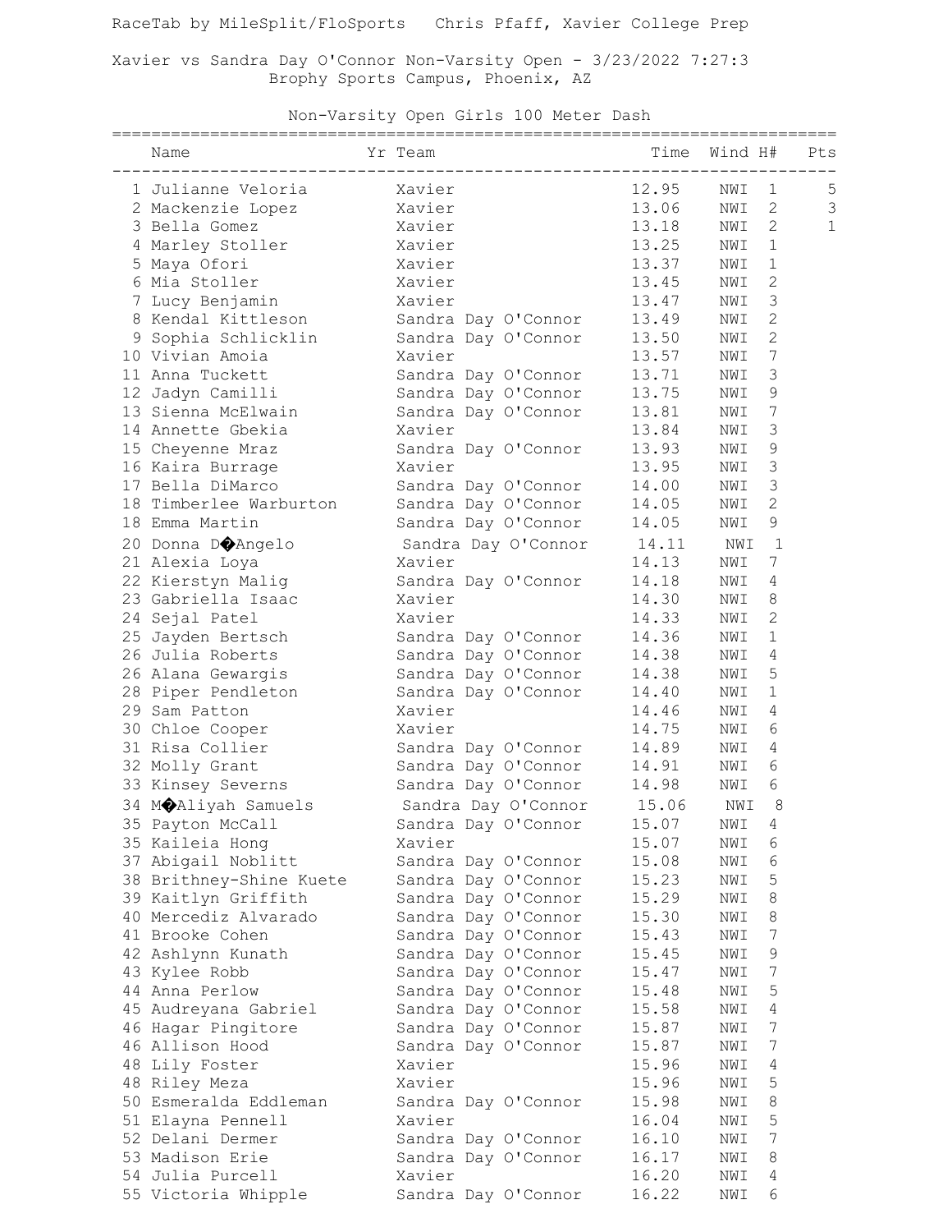RaceTab by MileSplit/FloSports Chris Pfaff, Xavier College Prep

Xavier vs Sandra Day O'Connor Non-Varsity Open - 3/23/2022 7:27:3
Brophy Sports Campus, Phoenix, AZ

## Non-Varsity Open Girls 100 Meter Dash

| | Name | Yr | Team | Time | Wind | H# | Pts |
|---|---|---|---|---|---|---|---|
| 1 | Julianne Veloria | | Xavier | 12.95 | NWI | 1 | 5 |
| 2 | Mackenzie Lopez | | Xavier | 13.06 | NWI | 2 | 3 |
| 3 | Bella Gomez | | Xavier | 13.18 | NWI | 2 | 1 |
| 4 | Marley Stoller | | Xavier | 13.25 | NWI | 1 | |
| 5 | Maya Ofori | | Xavier | 13.37 | NWI | 1 | |
| 6 | Mia Stoller | | Xavier | 13.45 | NWI | 2 | |
| 7 | Lucy Benjamin | | Xavier | 13.47 | NWI | 3 | |
| 8 | Kendal Kittleson | | Sandra Day O'Connor | 13.49 | NWI | 2 | |
| 9 | Sophia Schlicklin | | Sandra Day O'Connor | 13.50 | NWI | 2 | |
| 10 | Vivian Amoia | | Xavier | 13.57 | NWI | 7 | |
| 11 | Anna Tuckett | | Sandra Day O'Connor | 13.71 | NWI | 3 | |
| 12 | Jadyn Camilli | | Sandra Day O'Connor | 13.75 | NWI | 9 | |
| 13 | Sienna McElwain | | Sandra Day O'Connor | 13.81 | NWI | 7 | |
| 14 | Annette Gbekia | | Xavier | 13.84 | NWI | 3 | |
| 15 | Cheyenne Mraz | | Sandra Day O'Connor | 13.93 | NWI | 9 | |
| 16 | Kaira Burrage | | Xavier | 13.95 | NWI | 3 | |
| 17 | Bella DiMarco | | Sandra Day O'Connor | 14.00 | NWI | 3 | |
| 18 | Timberlee Warburton | | Sandra Day O'Connor | 14.05 | NWI | 2 | |
| 18 | Emma Martin | | Sandra Day O'Connor | 14.05 | NWI | 9 | |
| 20 | Donna D�Angelo | | Sandra Day O'Connor | 14.11 | NWI | 1 | |
| 21 | Alexia Loya | | Xavier | 14.13 | NWI | 7 | |
| 22 | Kierstyn Malig | | Sandra Day O'Connor | 14.18 | NWI | 4 | |
| 23 | Gabriella Isaac | | Xavier | 14.30 | NWI | 8 | |
| 24 | Sejal Patel | | Xavier | 14.33 | NWI | 2 | |
| 25 | Jayden Bertsch | | Sandra Day O'Connor | 14.36 | NWI | 1 | |
| 26 | Julia Roberts | | Sandra Day O'Connor | 14.38 | NWI | 4 | |
| 26 | Alana Gewargis | | Sandra Day O'Connor | 14.38 | NWI | 5 | |
| 28 | Piper Pendleton | | Sandra Day O'Connor | 14.40 | NWI | 1 | |
| 29 | Sam Patton | | Xavier | 14.46 | NWI | 4 | |
| 30 | Chloe Cooper | | Xavier | 14.75 | NWI | 6 | |
| 31 | Risa Collier | | Sandra Day O'Connor | 14.89 | NWI | 4 | |
| 32 | Molly Grant | | Sandra Day O'Connor | 14.91 | NWI | 6 | |
| 33 | Kinsey Severns | | Sandra Day O'Connor | 14.98 | NWI | 6 | |
| 34 | M�Aliyah Samuels | | Sandra Day O'Connor | 15.06 | NWI | 8 | |
| 35 | Payton McCall | | Sandra Day O'Connor | 15.07 | NWI | 4 | |
| 35 | Kaileia Hong | | Xavier | 15.07 | NWI | 6 | |
| 37 | Abigail Noblitt | | Sandra Day O'Connor | 15.08 | NWI | 6 | |
| 38 | Brithney-Shine Kuete | | Sandra Day O'Connor | 15.23 | NWI | 5 | |
| 39 | Kaitlyn Griffith | | Sandra Day O'Connor | 15.29 | NWI | 8 | |
| 40 | Mercediz Alvarado | | Sandra Day O'Connor | 15.30 | NWI | 8 | |
| 41 | Brooke Cohen | | Sandra Day O'Connor | 15.43 | NWI | 7 | |
| 42 | Ashlynn Kunath | | Sandra Day O'Connor | 15.45 | NWI | 9 | |
| 43 | Kylee Robb | | Sandra Day O'Connor | 15.47 | NWI | 7 | |
| 44 | Anna Perlow | | Sandra Day O'Connor | 15.48 | NWI | 5 | |
| 45 | Audreyana Gabriel | | Sandra Day O'Connor | 15.58 | NWI | 4 | |
| 46 | Hagar Pingitore | | Sandra Day O'Connor | 15.87 | NWI | 7 | |
| 46 | Allison Hood | | Sandra Day O'Connor | 15.87 | NWI | 7 | |
| 48 | Lily Foster | | Xavier | 15.96 | NWI | 4 | |
| 48 | Riley Meza | | Xavier | 15.96 | NWI | 5 | |
| 50 | Esmeralda Eddleman | | Sandra Day O'Connor | 15.98 | NWI | 8 | |
| 51 | Elayna Pennell | | Xavier | 16.04 | NWI | 5 | |
| 52 | Delani Dermer | | Sandra Day O'Connor | 16.10 | NWI | 7 | |
| 53 | Madison Erie | | Sandra Day O'Connor | 16.17 | NWI | 8 | |
| 54 | Julia Purcell | | Xavier | 16.20 | NWI | 4 | |
| 55 | Victoria Whipple | | Sandra Day O'Connor | 16.22 | NWI | 6 | |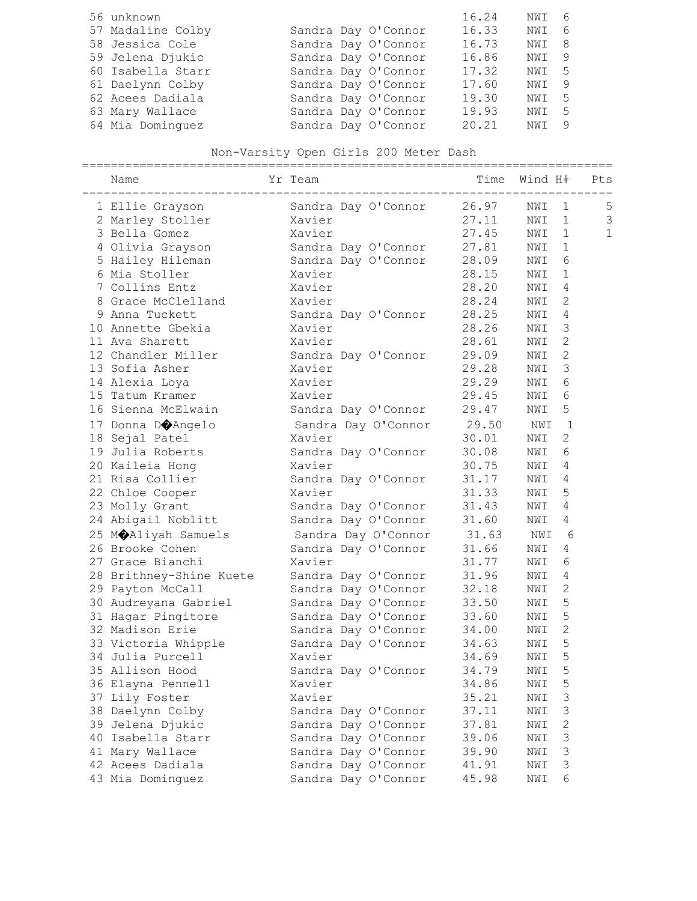| | Name | Yr | Team | Time | Wind | H# | Pts |
|---|---|---|---|---|---|---|---|
| 56 | unknown | | | 16.24 | NWI | 6 | |
| 57 | Madaline Colby | | Sandra Day O'Connor | 16.33 | NWI | 6 | |
| 58 | Jessica Cole | | Sandra Day O'Connor | 16.73 | NWI | 8 | |
| 59 | Jelena Djukic | | Sandra Day O'Connor | 16.86 | NWI | 9 | |
| 60 | Isabella Starr | | Sandra Day O'Connor | 17.32 | NWI | 5 | |
| 61 | Daelynn Colby | | Sandra Day O'Connor | 17.60 | NWI | 9 | |
| 62 | Acees Dadiala | | Sandra Day O'Connor | 19.30 | NWI | 5 | |
| 63 | Mary Wallace | | Sandra Day O'Connor | 19.93 | NWI | 5 | |
| 64 | Mia Dominguez | | Sandra Day O'Connor | 20.21 | NWI | 9 | |

## Non-Varsity Open Girls 200 Meter Dash

| | Name | Yr | Team | Time | Wind | H# | Pts |
|---|---|---|---|---|---|---|---|
| 1 | Ellie Grayson | | Sandra Day O'Connor | 26.97 | NWI | 1 | 5 |
| 2 | Marley Stoller | | Xavier | 27.11 | NWI | 1 | 3 |
| 3 | Bella Gomez | | Xavier | 27.45 | NWI | 1 | 1 |
| 4 | Olivia Grayson | | Sandra Day O'Connor | 27.81 | NWI | 1 | |
| 5 | Hailey Hileman | | Sandra Day O'Connor | 28.09 | NWI | 6 | |
| 6 | Mia Stoller | | Xavier | 28.15 | NWI | 1 | |
| 7 | Collins Entz | | Xavier | 28.20 | NWI | 4 | |
| 8 | Grace McClelland | | Xavier | 28.24 | NWI | 2 | |
| 9 | Anna Tuckett | | Sandra Day O'Connor | 28.25 | NWI | 4 | |
| 10 | Annette Gbekia | | Xavier | 28.26 | NWI | 3 | |
| 11 | Ava Sharett | | Xavier | 28.61 | NWI | 2 | |
| 12 | Chandler Miller | | Sandra Day O'Connor | 29.09 | NWI | 2 | |
| 13 | Sofia Asher | | Xavier | 29.28 | NWI | 3 | |
| 14 | Alexia Loya | | Xavier | 29.29 | NWI | 6 | |
| 15 | Tatum Kramer | | Xavier | 29.45 | NWI | 6 | |
| 16 | Sienna McElwain | | Sandra Day O'Connor | 29.47 | NWI | 5 | |
| 17 | Donna D�Angelo | | Sandra Day O'Connor | 29.50 | NWI | 1 | |
| 18 | Sejal Patel | | Xavier | 30.01 | NWI | 2 | |
| 19 | Julia Roberts | | Sandra Day O'Connor | 30.08 | NWI | 6 | |
| 20 | Kaileia Hong | | Xavier | 30.75 | NWI | 4 | |
| 21 | Risa Collier | | Sandra Day O'Connor | 31.17 | NWI | 4 | |
| 22 | Chloe Cooper | | Xavier | 31.33 | NWI | 5 | |
| 23 | Molly Grant | | Sandra Day O'Connor | 31.43 | NWI | 4 | |
| 24 | Abigail Noblitt | | Sandra Day O'Connor | 31.60 | NWI | 4 | |
| 25 | M�Aliyah Samuels | | Sandra Day O'Connor | 31.63 | NWI | 6 | |
| 26 | Brooke Cohen | | Sandra Day O'Connor | 31.66 | NWI | 4 | |
| 27 | Grace Bianchi | | Xavier | 31.77 | NWI | 6 | |
| 28 | Brithney-Shine Kuete | | Sandra Day O'Connor | 31.96 | NWI | 4 | |
| 29 | Payton McCall | | Sandra Day O'Connor | 32.18 | NWI | 2 | |
| 30 | Audreyana Gabriel | | Sandra Day O'Connor | 33.50 | NWI | 5 | |
| 31 | Hagar Pingitore | | Sandra Day O'Connor | 33.60 | NWI | 5 | |
| 32 | Madison Erie | | Sandra Day O'Connor | 34.00 | NWI | 2 | |
| 33 | Victoria Whipple | | Sandra Day O'Connor | 34.63 | NWI | 5 | |
| 34 | Julia Purcell | | Xavier | 34.69 | NWI | 5 | |
| 35 | Allison Hood | | Sandra Day O'Connor | 34.79 | NWI | 5 | |
| 36 | Elayna Pennell | | Xavier | 34.86 | NWI | 5 | |
| 37 | Lily Foster | | Xavier | 35.21 | NWI | 3 | |
| 38 | Daelynn Colby | | Sandra Day O'Connor | 37.11 | NWI | 3 | |
| 39 | Jelena Djukic | | Sandra Day O'Connor | 37.81 | NWI | 2 | |
| 40 | Isabella Starr | | Sandra Day O'Connor | 39.06 | NWI | 3 | |
| 41 | Mary Wallace | | Sandra Day O'Connor | 39.90 | NWI | 3 | |
| 42 | Acees Dadiala | | Sandra Day O'Connor | 41.91 | NWI | 3 | |
| 43 | Mia Dominguez | | Sandra Day O'Connor | 45.98 | NWI | 6 | |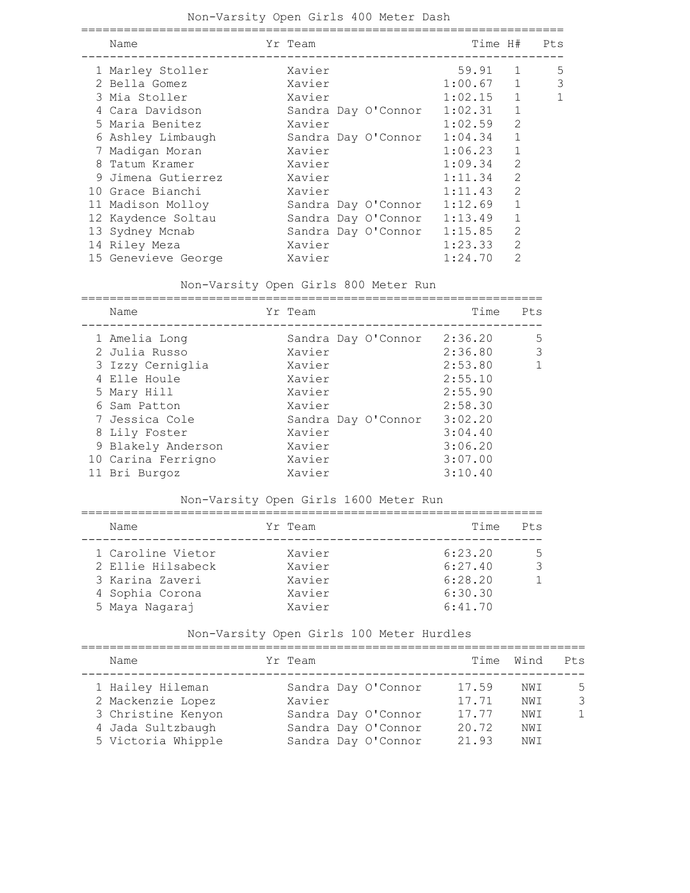## Non-Varsity Open Girls 400 Meter Dash

| | Name | Yr | Team | Time | H# | Pts |
|---|---|---|---|---|---|---|
| 1 | Marley Stoller | | Xavier | 59.91 | 1 | 5 |
| 2 | Bella Gomez | | Xavier | 1:00.67 | 1 | 3 |
| 3 | Mia Stoller | | Xavier | 1:02.15 | 1 | 1 |
| 4 | Cara Davidson | | Sandra Day O'Connor | 1:02.31 | 1 | |
| 5 | Maria Benitez | | Xavier | 1:02.59 | 2 | |
| 6 | Ashley Limbaugh | | Sandra Day O'Connor | 1:04.34 | 1 | |
| 7 | Madigan Moran | | Xavier | 1:06.23 | 1 | |
| 8 | Tatum Kramer | | Xavier | 1:09.34 | 2 | |
| 9 | Jimena Gutierrez | | Xavier | 1:11.34 | 2 | |
| 10 | Grace Bianchi | | Xavier | 1:11.43 | 2 | |
| 11 | Madison Molloy | | Sandra Day O'Connor | 1:12.69 | 1 | |
| 12 | Kaydence Soltau | | Sandra Day O'Connor | 1:13.49 | 1 | |
| 13 | Sydney Mcnab | | Sandra Day O'Connor | 1:15.85 | 2 | |
| 14 | Riley Meza | | Xavier | 1:23.33 | 2 | |
| 15 | Genevieve George | | Xavier | 1:24.70 | 2 | |

## Non-Varsity Open Girls 800 Meter Run

| | Name | Yr | Team | Time | Pts |
|---|---|---|---|---|---|
| 1 | Amelia Long | | Sandra Day O'Connor | 2:36.20 | 5 |
| 2 | Julia Russo | | Xavier | 2:36.80 | 3 |
| 3 | Izzy Cerniglia | | Xavier | 2:53.80 | 1 |
| 4 | Elle Houle | | Xavier | 2:55.10 | |
| 5 | Mary Hill | | Xavier | 2:55.90 | |
| 6 | Sam Patton | | Xavier | 2:58.30 | |
| 7 | Jessica Cole | | Sandra Day O'Connor | 3:02.20 | |
| 8 | Lily Foster | | Xavier | 3:04.40 | |
| 9 | Blakely Anderson | | Xavier | 3:06.20 | |
| 10 | Carina Ferrigno | | Xavier | 3:07.00 | |
| 11 | Bri Burgoz | | Xavier | 3:10.40 | |

## Non-Varsity Open Girls 1600 Meter Run

| | Name | Yr | Team | Time | Pts |
|---|---|---|---|---|---|
| 1 | Caroline Vietor | | Xavier | 6:23.20 | 5 |
| 2 | Ellie Hilsabeck | | Xavier | 6:27.40 | 3 |
| 3 | Karina Zaveri | | Xavier | 6:28.20 | 1 |
| 4 | Sophia Corona | | Xavier | 6:30.30 | |
| 5 | Maya Nagaraj | | Xavier | 6:41.70 | |

## Non-Varsity Open Girls 100 Meter Hurdles

| | Name | Yr | Team | Time | Wind | Pts |
|---|---|---|---|---|---|---|
| 1 | Hailey Hileman | | Sandra Day O'Connor | 17.59 | NWI | 5 |
| 2 | Mackenzie Lopez | | Xavier | 17.71 | NWI | 3 |
| 3 | Christine Kenyon | | Sandra Day O'Connor | 17.77 | NWI | 1 |
| 4 | Jada Sultzbaugh | | Sandra Day O'Connor | 20.72 | NWI | |
| 5 | Victoria Whipple | | Sandra Day O'Connor | 21.93 | NWI | |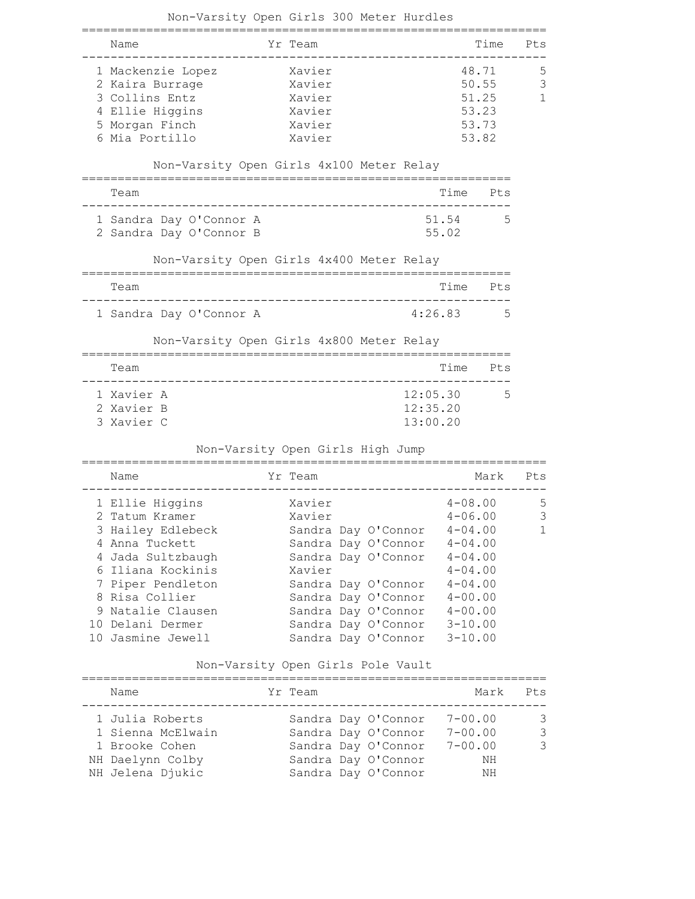## Non-Varsity Open Girls 300 Meter Hurdles

| | Name | Yr | Team | Time | Pts |
|---|---|---|---|---|---|
| 1 | Mackenzie Lopez | | Xavier | 48.71 | 5 |
| 2 | Kaira Burrage | | Xavier | 50.55 | 3 |
| 3 | Collins Entz | | Xavier | 51.25 | 1 |
| 4 | Ellie Higgins | | Xavier | 53.23 | |
| 5 | Morgan Finch | | Xavier | 53.73 | |
| 6 | Mia Portillo | | Xavier | 53.82 | |

## Non-Varsity Open Girls 4x100 Meter Relay

| | Team | Time | Pts |
|---|---|---|---|
| 1 | Sandra Day O'Connor A | 51.54 | 5 |
| 2 | Sandra Day O'Connor B | 55.02 | |

## Non-Varsity Open Girls 4x400 Meter Relay

| | Team | Time | Pts |
|---|---|---|---|
| 1 | Sandra Day O'Connor A | 4:26.83 | 5 |

## Non-Varsity Open Girls 4x800 Meter Relay

| | Team | Time | Pts |
|---|---|---|---|
| 1 | Xavier A | 12:05.30 | 5 |
| 2 | Xavier B | 12:35.20 | |
| 3 | Xavier C | 13:00.20 | |

## Non-Varsity Open Girls High Jump

| | Name | Yr | Team | Mark | Pts |
|---|---|---|---|---|---|
| 1 | Ellie Higgins | | Xavier | 4-08.00 | 5 |
| 2 | Tatum Kramer | | Xavier | 4-06.00 | 3 |
| 3 | Hailey Edlebeck | | Sandra Day O'Connor | 4-04.00 | 1 |
| 4 | Anna Tuckett | | Sandra Day O'Connor | 4-04.00 | |
| 4 | Jada Sultzbaugh | | Sandra Day O'Connor | 4-04.00 | |
| 6 | Iliana Kockinis | | Xavier | 4-04.00 | |
| 7 | Piper Pendleton | | Sandra Day O'Connor | 4-04.00 | |
| 8 | Risa Collier | | Sandra Day O'Connor | 4-00.00 | |
| 9 | Natalie Clausen | | Sandra Day O'Connor | 4-00.00 | |
| 10 | Delani Dermer | | Sandra Day O'Connor | 3-10.00 | |
| 10 | Jasmine Jewell | | Sandra Day O'Connor | 3-10.00 | |

## Non-Varsity Open Girls Pole Vault

| | Name | Yr | Team | Mark | Pts |
|---|---|---|---|---|---|
| 1 | Julia Roberts | | Sandra Day O'Connor | 7-00.00 | 3 |
| 1 | Sienna McElwain | | Sandra Day O'Connor | 7-00.00 | 3 |
| 1 | Brooke Cohen | | Sandra Day O'Connor | 7-00.00 | 3 |
| NH | Daelynn Colby | | Sandra Day O'Connor | NH | |
| NH | Jelena Djukic | | Sandra Day O'Connor | NH | |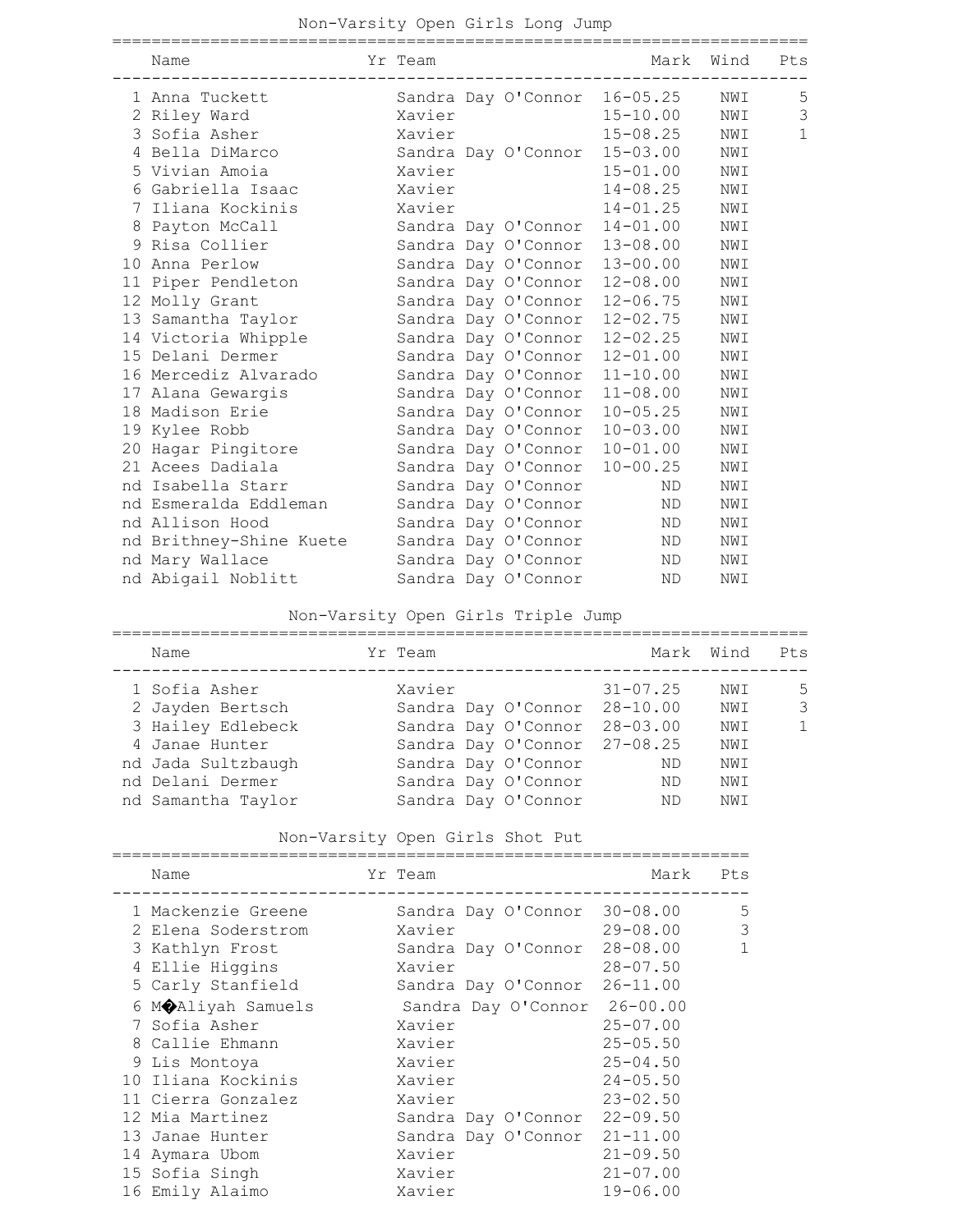## Non-Varsity Open Girls Long Jump

| | Name | Yr | Team | Mark | Wind | Pts |
|---|---|---|---|---|---|---|
| 1 | Anna Tuckett | | Sandra Day O'Connor | 16-05.25 | NWI | 5 |
| 2 | Riley Ward | | Xavier | 15-10.00 | NWI | 3 |
| 3 | Sofia Asher | | Xavier | 15-08.25 | NWI | 1 |
| 4 | Bella DiMarco | | Sandra Day O'Connor | 15-03.00 | NWI | |
| 5 | Vivian Amoia | | Xavier | 15-01.00 | NWI | |
| 6 | Gabriella Isaac | | Xavier | 14-08.25 | NWI | |
| 7 | Iliana Kockinis | | Xavier | 14-01.25 | NWI | |
| 8 | Payton McCall | | Sandra Day O'Connor | 14-01.00 | NWI | |
| 9 | Risa Collier | | Sandra Day O'Connor | 13-08.00 | NWI | |
| 10 | Anna Perlow | | Sandra Day O'Connor | 13-00.00 | NWI | |
| 11 | Piper Pendleton | | Sandra Day O'Connor | 12-08.00 | NWI | |
| 12 | Molly Grant | | Sandra Day O'Connor | 12-06.75 | NWI | |
| 13 | Samantha Taylor | | Sandra Day O'Connor | 12-02.75 | NWI | |
| 14 | Victoria Whipple | | Sandra Day O'Connor | 12-02.25 | NWI | |
| 15 | Delani Dermer | | Sandra Day O'Connor | 12-01.00 | NWI | |
| 16 | Mercediz Alvarado | | Sandra Day O'Connor | 11-10.00 | NWI | |
| 17 | Alana Gewargis | | Sandra Day O'Connor | 11-08.00 | NWI | |
| 18 | Madison Erie | | Sandra Day O'Connor | 10-05.25 | NWI | |
| 19 | Kylee Robb | | Sandra Day O'Connor | 10-03.00 | NWI | |
| 20 | Hagar Pingitore | | Sandra Day O'Connor | 10-01.00 | NWI | |
| 21 | Acees Dadiala | | Sandra Day O'Connor | 10-00.25 | NWI | |
| nd | Isabella Starr | | Sandra Day O'Connor | ND | NWI | |
| nd | Esmeralda Eddleman | | Sandra Day O'Connor | ND | NWI | |
| nd | Allison Hood | | Sandra Day O'Connor | ND | NWI | |
| nd | Brithney-Shine Kuete | | Sandra Day O'Connor | ND | NWI | |
| nd | Mary Wallace | | Sandra Day O'Connor | ND | NWI | |
| nd | Abigail Noblitt | | Sandra Day O'Connor | ND | NWI | |

## Non-Varsity Open Girls Triple Jump

| | Name | Yr | Team | Mark | Wind | Pts |
|---|---|---|---|---|---|---|
| 1 | Sofia Asher | | Xavier | 31-07.25 | NWI | 5 |
| 2 | Jayden Bertsch | | Sandra Day O'Connor | 28-10.00 | NWI | 3 |
| 3 | Hailey Edlebeck | | Sandra Day O'Connor | 28-03.00 | NWI | 1 |
| 4 | Janae Hunter | | Sandra Day O'Connor | 27-08.25 | NWI | |
| nd | Jada Sultzbaugh | | Sandra Day O'Connor | ND | NWI | |
| nd | Delani Dermer | | Sandra Day O'Connor | ND | NWI | |
| nd | Samantha Taylor | | Sandra Day O'Connor | ND | NWI | |

## Non-Varsity Open Girls Shot Put

| | Name | Yr | Team | Mark | Pts |
|---|---|---|---|---|---|
| 1 | Mackenzie Greene | | Sandra Day O'Connor | 30-08.00 | 5 |
| 2 | Elena Soderstrom | | Xavier | 29-08.00 | 3 |
| 3 | Kathlyn Frost | | Sandra Day O'Connor | 28-08.00 | 1 |
| 4 | Ellie Higgins | | Xavier | 28-07.50 | |
| 5 | Carly Stanfield | | Sandra Day O'Connor | 26-11.00 | |
| 6 | M�Aliyah Samuels | | Sandra Day O'Connor | 26-00.00 | |
| 7 | Sofia Asher | | Xavier | 25-07.00 | |
| 8 | Callie Ehmann | | Xavier | 25-05.50 | |
| 9 | Lis Montoya | | Xavier | 25-04.50 | |
| 10 | Iliana Kockinis | | Xavier | 24-05.50 | |
| 11 | Cierra Gonzalez | | Xavier | 23-02.50 | |
| 12 | Mia Martinez | | Sandra Day O'Connor | 22-09.50 | |
| 13 | Janae Hunter | | Sandra Day O'Connor | 21-11.00 | |
| 14 | Aymara Ubom | | Xavier | 21-09.50 | |
| 15 | Sofia Singh | | Xavier | 21-07.00 | |
| 16 | Emily Alaimo | | Xavier | 19-06.00 | |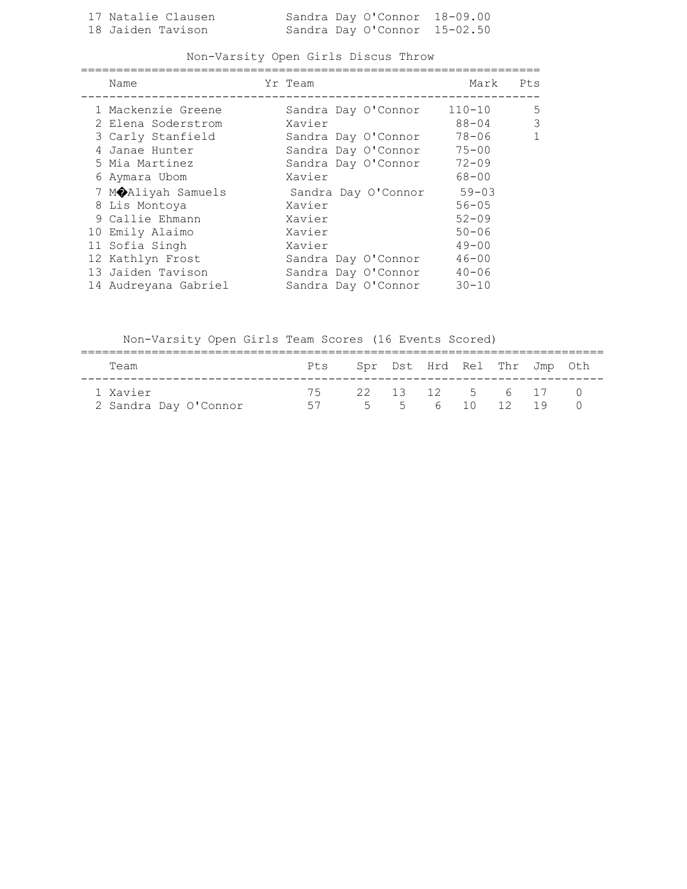| | | | |
|---|---|---|---|
| 17 | Natalie Clausen | Sandra Day O'Connor | 18-09.00 |
| 18 | Jaiden Tavison | Sandra Day O'Connor | 15-02.50 |

## Non-Varsity Open Girls Discus Throw

| | Name | Yr | Team | Mark | Pts |
|---|---|---|---|---|---|
| 1 | Mackenzie Greene | | Sandra Day O'Connor | 110-10 | 5 |
| 2 | Elena Soderstrom | | Xavier | 88-04 | 3 |
| 3 | Carly Stanfield | | Sandra Day O'Connor | 78-06 | 1 |
| 4 | Janae Hunter | | Sandra Day O'Connor | 75-00 | |
| 5 | Mia Martinez | | Sandra Day O'Connor | 72-09 | |
| 6 | Aymara Ubom | | Xavier | 68-00 | |
| 7 | M�Aliyah Samuels | | Sandra Day O'Connor | 59-03 | |
| 8 | Lis Montoya | | Xavier | 56-05 | |
| 9 | Callie Ehmann | | Xavier | 52-09 | |
| 10 | Emily Alaimo | | Xavier | 50-06 | |
| 11 | Sofia Singh | | Xavier | 49-00 | |
| 12 | Kathlyn Frost | | Sandra Day O'Connor | 46-00 | |
| 13 | Jaiden Tavison | | Sandra Day O'Connor | 40-06 | |
| 14 | Audreyana Gabriel | | Sandra Day O'Connor | 30-10 | |

## Non-Varsity Open Girls Team Scores (16 Events Scored)

| | Team | Pts | Spr | Dst | Hrd | Rel | Thr | Jmp | Oth |
|---|---|---|---|---|---|---|---|---|---|
| 1 | Xavier | 75 | 22 | 13 | 12 | 5 | 6 | 17 | 0 |
| 2 | Sandra Day O'Connor | 57 | 5 | 5 | 6 | 10 | 12 | 19 | 0 |